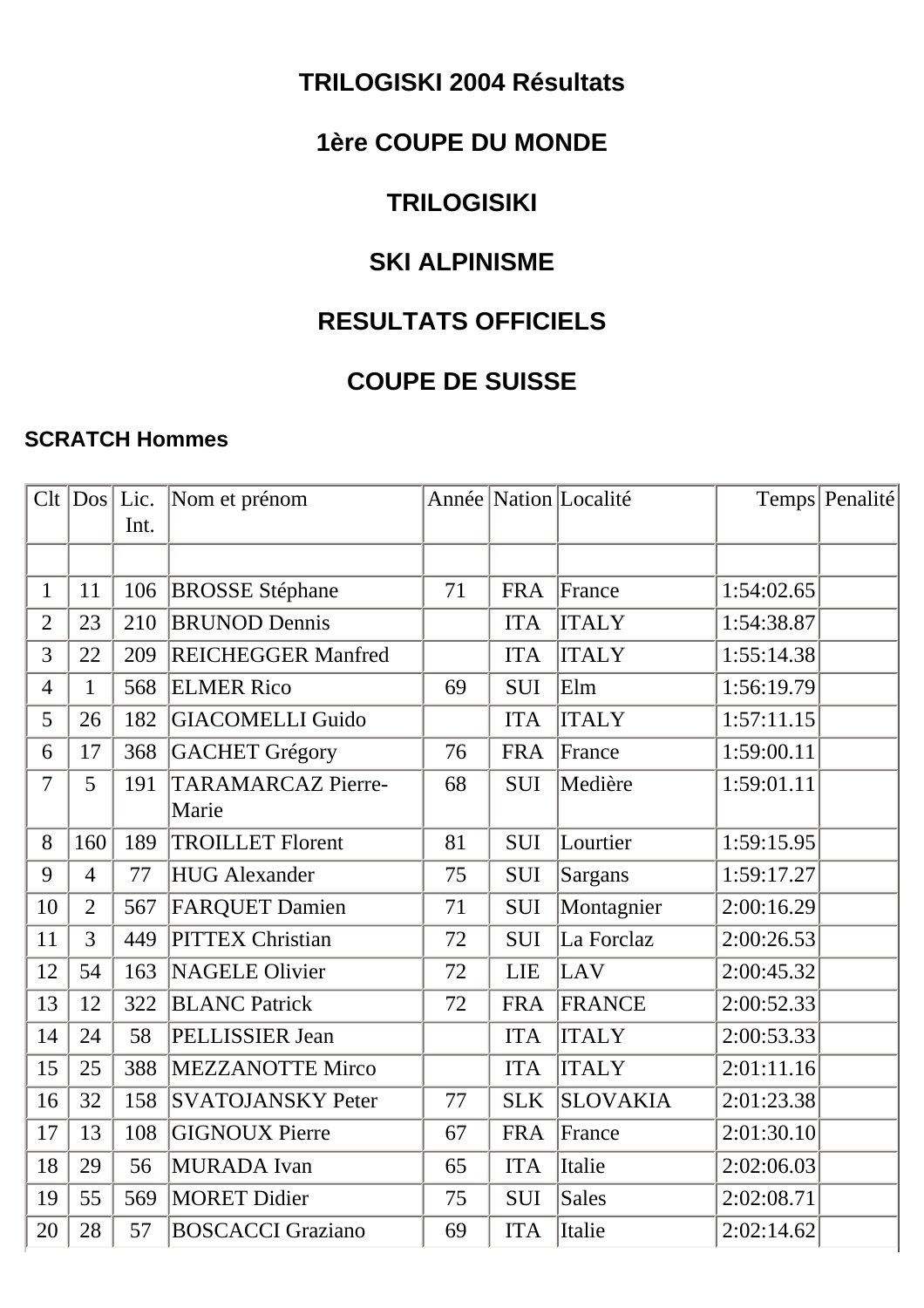# TRILOGISKI 2004 Résultats

# 1ère COUPE DU MONDE

# TRILOGISIKI

# SKI ALPINISME

# RESULTATS OFFICIELS

# COUPE DE SUISSE

### SCRATCH Hommes

| Clt | Dos | Lic. Int. | Nom et prénom | Année | Nation | Localité | Temps | Penalité |
|---|---|---|---|---|---|---|---|---|
| | | | | | | | | |
| 1 | 11 | 106 | BROSSE Stéphane | 71 | FRA | France | 1:54:02.65 | |
| 2 | 23 | 210 | BRUNOD Dennis | | ITA | ITALY | 1:54:38.87 | |
| 3 | 22 | 209 | REICHEGGER Manfred | | ITA | ITALY | 1:55:14.38 | |
| 4 | 1 | 568 | ELMER Rico | 69 | SUI | Elm | 1:56:19.79 | |
| 5 | 26 | 182 | GIACOMELLI Guido | | ITA | ITALY | 1:57:11.15 | |
| 6 | 17 | 368 | GACHET Grégory | 76 | FRA | France | 1:59:00.11 | |
| 7 | 5 | 191 | TARAMARCAZ Pierre-Marie | 68 | SUI | Medière | 1:59:01.11 | |
| 8 | 160 | 189 | TROILLET Florent | 81 | SUI | Lourtier | 1:59:15.95 | |
| 9 | 4 | 77 | HUG Alexander | 75 | SUI | Sargans | 1:59:17.27 | |
| 10 | 2 | 567 | FARQUET Damien | 71 | SUI | Montagnier | 2:00:16.29 | |
| 11 | 3 | 449 | PITTEX Christian | 72 | SUI | La Forclaz | 2:00:26.53 | |
| 12 | 54 | 163 | NAGELE Olivier | 72 | LIE | LAV | 2:00:45.32 | |
| 13 | 12 | 322 | BLANC Patrick | 72 | FRA | FRANCE | 2:00:52.33 | |
| 14 | 24 | 58 | PELLISSIER Jean | | ITA | ITALY | 2:00:53.33 | |
| 15 | 25 | 388 | MEZZANOTTE Mirco | | ITA | ITALY | 2:01:11.16 | |
| 16 | 32 | 158 | SVATOJANSKY Peter | 77 | SLK | SLOVAKIA | 2:01:23.38 | |
| 17 | 13 | 108 | GIGNOUX Pierre | 67 | FRA | France | 2:01:30.10 | |
| 18 | 29 | 56 | MURADA Ivan | 65 | ITA | Italie | 2:02:06.03 | |
| 19 | 55 | 569 | MORET Didier | 75 | SUI | Sales | 2:02:08.71 | |
| 20 | 28 | 57 | BOSCACCI Graziano | 69 | ITA | Italie | 2:02:14.62 | |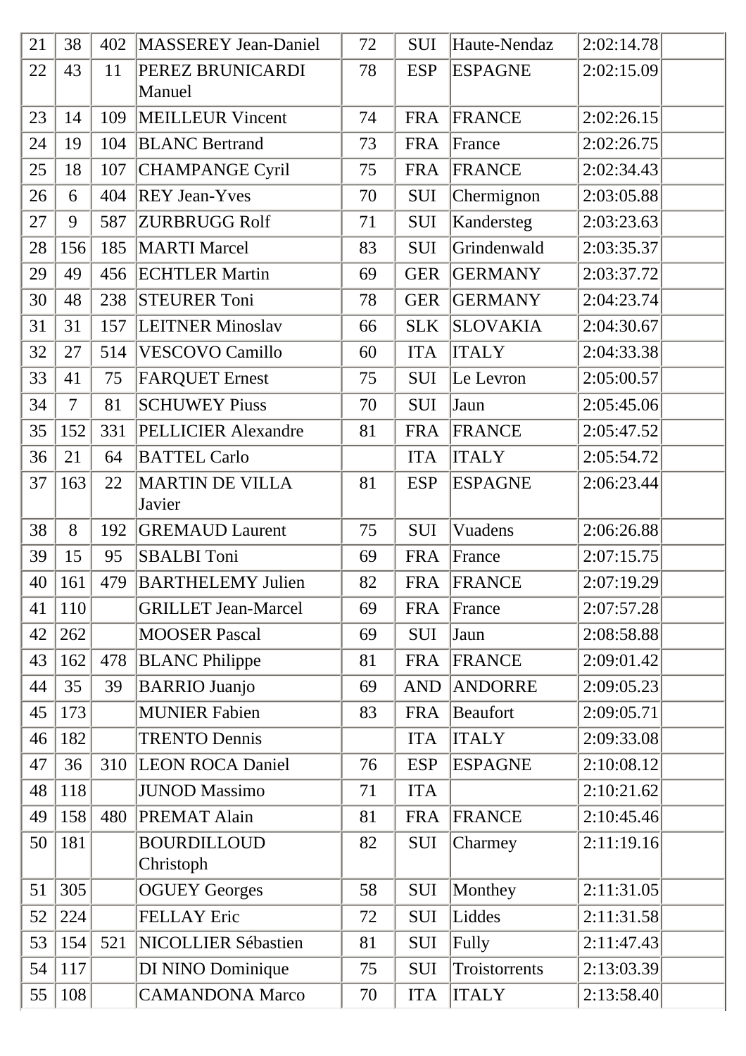| | | | | | | | | |
|---|---|---|---|---|---|---|---|---|
| 21 | 38 | 402 | MASSEREY Jean-Daniel | 72 | SUI | Haute-Nendaz | 2:02:14.78 | |
| 22 | 43 | 11 | PEREZ BRUNICARDI Manuel | 78 | ESP | ESPAGNE | 2:02:15.09 | |
| 23 | 14 | 109 | MEILLEUR Vincent | 74 | FRA | FRANCE | 2:02:26.15 | |
| 24 | 19 | 104 | BLANC Bertrand | 73 | FRA | France | 2:02:26.75 | |
| 25 | 18 | 107 | CHAMPANGE Cyril | 75 | FRA | FRANCE | 2:02:34.43 | |
| 26 | 6 | 404 | REY Jean-Yves | 70 | SUI | Chermignon | 2:03:05.88 | |
| 27 | 9 | 587 | ZURBRUGG Rolf | 71 | SUI | Kandersteg | 2:03:23.63 | |
| 28 | 156 | 185 | MARTI Marcel | 83 | SUI | Grindenwald | 2:03:35.37 | |
| 29 | 49 | 456 | ECHTLER Martin | 69 | GER | GERMANY | 2:03:37.72 | |
| 30 | 48 | 238 | STEURER Toni | 78 | GER | GERMANY | 2:04:23.74 | |
| 31 | 31 | 157 | LEITNER Minoslav | 66 | SLK | SLOVAKIA | 2:04:30.67 | |
| 32 | 27 | 514 | VESCOVO Camillo | 60 | ITA | ITALY | 2:04:33.38 | |
| 33 | 41 | 75 | FARQUET Ernest | 75 | SUI | Le Levron | 2:05:00.57 | |
| 34 | 7 | 81 | SCHUWEY Piuss | 70 | SUI | Jaun | 2:05:45.06 | |
| 35 | 152 | 331 | PELLICIER Alexandre | 81 | FRA | FRANCE | 2:05:47.52 | |
| 36 | 21 | 64 | BATTEL Carlo | | ITA | ITALY | 2:05:54.72 | |
| 37 | 163 | 22 | MARTIN DE VILLA Javier | 81 | ESP | ESPAGNE | 2:06:23.44 | |
| 38 | 8 | 192 | GREMAUD Laurent | 75 | SUI | Vuadens | 2:06:26.88 | |
| 39 | 15 | 95 | SBALBI Toni | 69 | FRA | France | 2:07:15.75 | |
| 40 | 161 | 479 | BARTHELEMY Julien | 82 | FRA | FRANCE | 2:07:19.29 | |
| 41 | 110 | | GRILLET Jean-Marcel | 69 | FRA | France | 2:07:57.28 | |
| 42 | 262 | | MOOSER Pascal | 69 | SUI | Jaun | 2:08:58.88 | |
| 43 | 162 | 478 | BLANC Philippe | 81 | FRA | FRANCE | 2:09:01.42 | |
| 44 | 35 | 39 | BARRIO Juanjo | 69 | AND | ANDORRE | 2:09:05.23 | |
| 45 | 173 | | MUNIER Fabien | 83 | FRA | Beaufort | 2:09:05.71 | |
| 46 | 182 | | TRENTO Dennis | | ITA | ITALY | 2:09:33.08 | |
| 47 | 36 | 310 | LEON ROCA Daniel | 76 | ESP | ESPAGNE | 2:10:08.12 | |
| 48 | 118 | | JUNOD Massimo | 71 | ITA | | 2:10:21.62 | |
| 49 | 158 | 480 | PREMAT Alain | 81 | FRA | FRANCE | 2:10:45.46 | |
| 50 | 181 | | BOURDILLOUD Christoph | 82 | SUI | Charmey | 2:11:19.16 | |
| 51 | 305 | | OGUEY Georges | 58 | SUI | Monthey | 2:11:31.05 | |
| 52 | 224 | | FELLAY Eric | 72 | SUI | Liddes | 2:11:31.58 | |
| 53 | 154 | 521 | NICOLLIER Sébastien | 81 | SUI | Fully | 2:11:47.43 | |
| 54 | 117 | | DI NINO Dominique | 75 | SUI | Troistorrents | 2:13:03.39 | |
| 55 | 108 | | CAMANDONA Marco | 70 | ITA | ITALY | 2:13:58.40 | |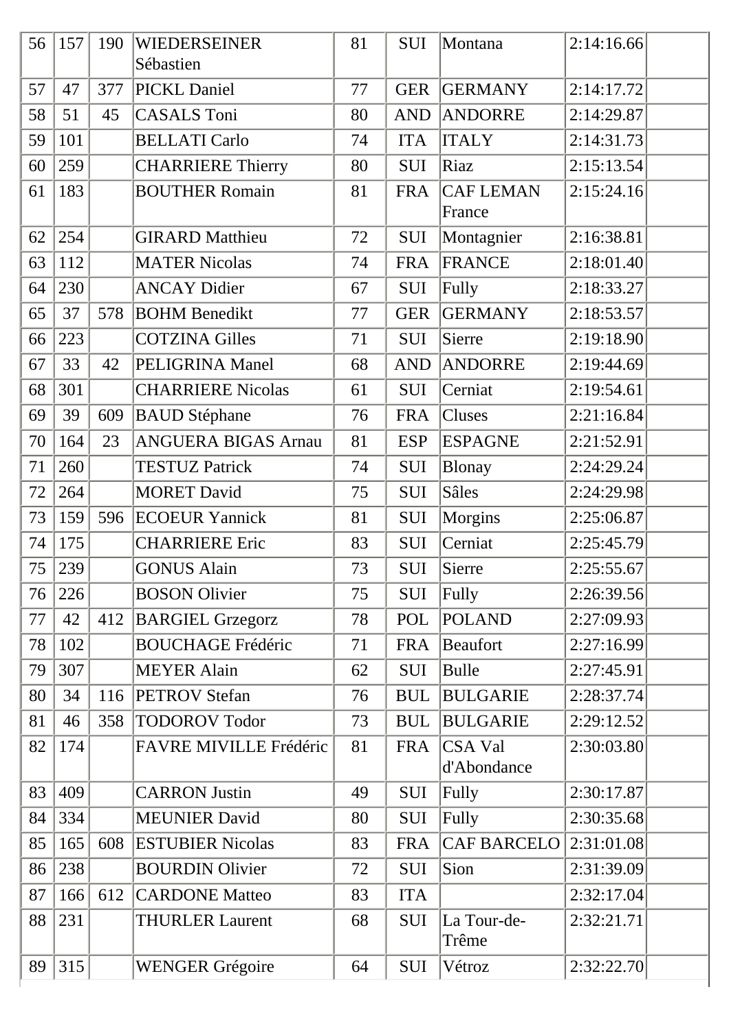| | | | | | | | | |
|---|---|---|---|---|---|---|---|---|
| 56 | 157 | 190 | WIEDERSEINER Sébastien | 81 | SUI | Montana | 2:14:16.66 | |
| 57 | 47 | 377 | PICKL Daniel | 77 | GER | GERMANY | 2:14:17.72 | |
| 58 | 51 | 45 | CASALS Toni | 80 | AND | ANDORRE | 2:14:29.87 | |
| 59 | 101 | | BELLATI Carlo | 74 | ITA | ITALY | 2:14:31.73 | |
| 60 | 259 | | CHARRIERE Thierry | 80 | SUI | Riaz | 2:15:13.54 | |
| 61 | 183 | | BOUTHER Romain | 81 | FRA | CAF LEMAN France | 2:15:24.16 | |
| 62 | 254 | | GIRARD Matthieu | 72 | SUI | Montagnier | 2:16:38.81 | |
| 63 | 112 | | MATER Nicolas | 74 | FRA | FRANCE | 2:18:01.40 | |
| 64 | 230 | | ANCAY Didier | 67 | SUI | Fully | 2:18:33.27 | |
| 65 | 37 | 578 | BOHM Benedikt | 77 | GER | GERMANY | 2:18:53.57 | |
| 66 | 223 | | COTZINA Gilles | 71 | SUI | Sierre | 2:19:18.90 | |
| 67 | 33 | 42 | PELIGRINA Manel | 68 | AND | ANDORRE | 2:19:44.69 | |
| 68 | 301 | | CHARRIERE Nicolas | 61 | SUI | Cerniat | 2:19:54.61 | |
| 69 | 39 | 609 | BAUD Stéphane | 76 | FRA | Cluses | 2:21:16.84 | |
| 70 | 164 | 23 | ANGUERA BIGAS Arnau | 81 | ESP | ESPAGNE | 2:21:52.91 | |
| 71 | 260 | | TESTUZ Patrick | 74 | SUI | Blonay | 2:24:29.24 | |
| 72 | 264 | | MORET David | 75 | SUI | Sâles | 2:24:29.98 | |
| 73 | 159 | 596 | ECOEUR Yannick | 81 | SUI | Morgins | 2:25:06.87 | |
| 74 | 175 | | CHARRIERE Eric | 83 | SUI | Cerniat | 2:25:45.79 | |
| 75 | 239 | | GONUS Alain | 73 | SUI | Sierre | 2:25:55.67 | |
| 76 | 226 | | BOSON Olivier | 75 | SUI | Fully | 2:26:39.56 | |
| 77 | 42 | 412 | BARGIEL Grzegorz | 78 | POL | POLAND | 2:27:09.93 | |
| 78 | 102 | | BOUCHAGE Frédéric | 71 | FRA | Beaufort | 2:27:16.99 | |
| 79 | 307 | | MEYER Alain | 62 | SUI | Bulle | 2:27:45.91 | |
| 80 | 34 | 116 | PETROV Stefan | 76 | BUL | BULGARIE | 2:28:37.74 | |
| 81 | 46 | 358 | TODOROV Todor | 73 | BUL | BULGARIE | 2:29:12.52 | |
| 82 | 174 | | FAVRE MIVILLE Frédéric | 81 | FRA | CSA Val d'Abondance | 2:30:03.80 | |
| 83 | 409 | | CARRON Justin | 49 | SUI | Fully | 2:30:17.87 | |
| 84 | 334 | | MEUNIER David | 80 | SUI | Fully | 2:30:35.68 | |
| 85 | 165 | 608 | ESTUBIER Nicolas | 83 | FRA | CAF BARCELO | 2:31:01.08 | |
| 86 | 238 | | BOURDIN Olivier | 72 | SUI | Sion | 2:31:39.09 | |
| 87 | 166 | 612 | CARDONE Matteo | 83 | ITA | | 2:32:17.04 | |
| 88 | 231 | | THURLER Laurent | 68 | SUI | La Tour-de-Trême | 2:32:21.71 | |
| 89 | 315 | | WENGER Grégoire | 64 | SUI | Vétroz | 2:32:22.70 | |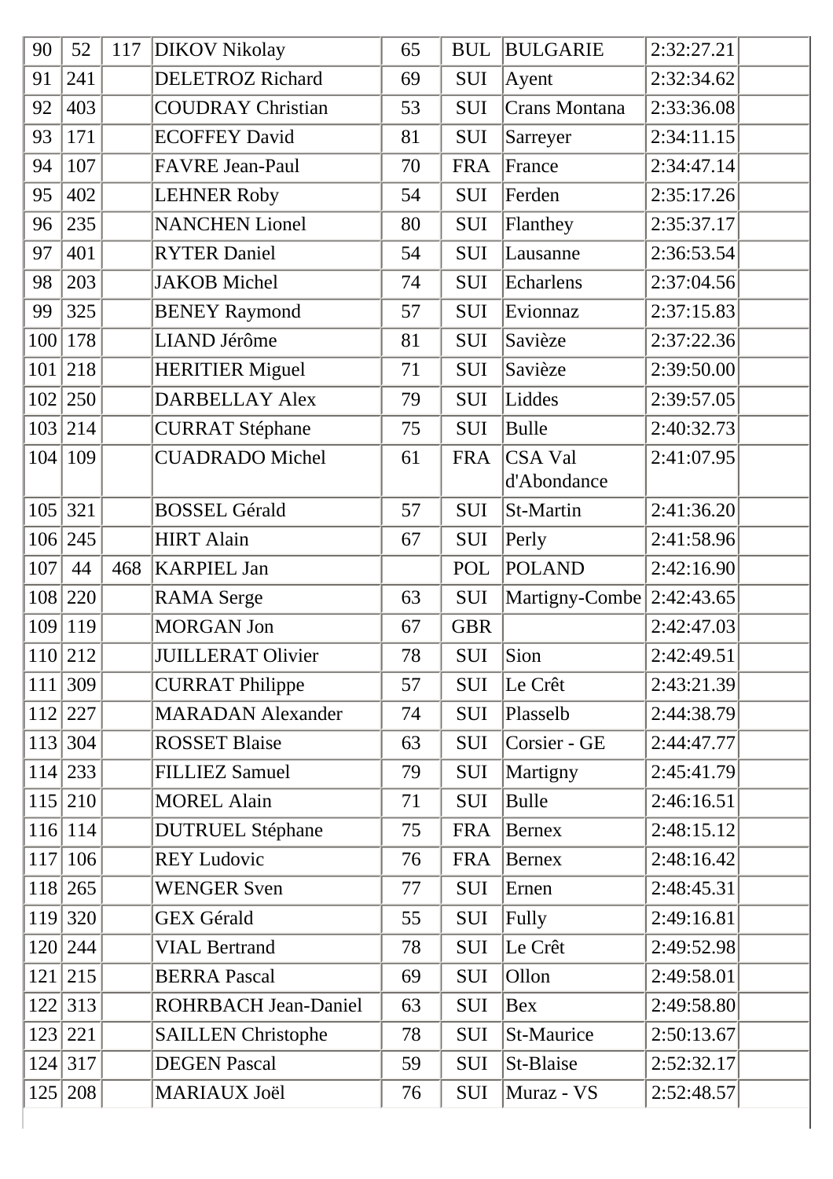| 90 | 52 | 117 | DIKOV Nikolay | 65 | BUL | BULGARIE | 2:32:27.21 | |
|---|---|---|---|---|---|---|---|---|
| 91 | 241 | | DELETROZ Richard | 69 | SUI | Ayent | 2:32:34.62 | |
| 92 | 403 | | COUDRAY Christian | 53 | SUI | Crans Montana | 2:33:36.08 | |
| 93 | 171 | | ECOFFEY David | 81 | SUI | Sarreyer | 2:34:11.15 | |
| 94 | 107 | | FAVRE Jean-Paul | 70 | FRA | France | 2:34:47.14 | |
| 95 | 402 | | LEHNER Roby | 54 | SUI | Ferden | 2:35:17.26 | |
| 96 | 235 | | NANCHEN Lionel | 80 | SUI | Flanthey | 2:35:37.17 | |
| 97 | 401 | | RYTER Daniel | 54 | SUI | Lausanne | 2:36:53.54 | |
| 98 | 203 | | JAKOB Michel | 74 | SUI | Echarlens | 2:37:04.56 | |
| 99 | 325 | | BENEY Raymond | 57 | SUI | Evionnaz | 2:37:15.83 | |
| 100 | 178 | | LIAND Jérôme | 81 | SUI | Savièze | 2:37:22.36 | |
| 101 | 218 | | HERITIER Miguel | 71 | SUI | Savièze | 2:39:50.00 | |
| 102 | 250 | | DARBELLAY Alex | 79 | SUI | Liddes | 2:39:57.05 | |
| 103 | 214 | | CURRAT Stéphane | 75 | SUI | Bulle | 2:40:32.73 | |
| 104 | 109 | | CUADRADO Michel | 61 | FRA | CSA Val d'Abondance | 2:41:07.95 | |
| 105 | 321 | | BOSSEL Gérald | 57 | SUI | St-Martin | 2:41:36.20 | |
| 106 | 245 | | HIRT Alain | 67 | SUI | Perly | 2:41:58.96 | |
| 107 | 44 | 468 | KARPIEL Jan | | POL | POLAND | 2:42:16.90 | |
| 108 | 220 | | RAMA Serge | 63 | SUI | Martigny-Combe | 2:42:43.65 | |
| 109 | 119 | | MORGAN Jon | 67 | GBR | | 2:42:47.03 | |
| 110 | 212 | | JUILLERAT Olivier | 78 | SUI | Sion | 2:42:49.51 | |
| 111 | 309 | | CURRAT Philippe | 57 | SUI | Le Crêt | 2:43:21.39 | |
| 112 | 227 | | MARADAN Alexander | 74 | SUI | Plasselb | 2:44:38.79 | |
| 113 | 304 | | ROSSET Blaise | 63 | SUI | Corsier - GE | 2:44:47.77 | |
| 114 | 233 | | FILLIEZ Samuel | 79 | SUI | Martigny | 2:45:41.79 | |
| 115 | 210 | | MOREL Alain | 71 | SUI | Bulle | 2:46:16.51 | |
| 116 | 114 | | DUTRUEL Stéphane | 75 | FRA | Bernex | 2:48:15.12 | |
| 117 | 106 | | REY Ludovic | 76 | FRA | Bernex | 2:48:16.42 | |
| 118 | 265 | | WENGER Sven | 77 | SUI | Ernen | 2:48:45.31 | |
| 119 | 320 | | GEX Gérald | 55 | SUI | Fully | 2:49:16.81 | |
| 120 | 244 | | VIAL Bertrand | 78 | SUI | Le Crêt | 2:49:52.98 | |
| 121 | 215 | | BERRA Pascal | 69 | SUI | Ollon | 2:49:58.01 | |
| 122 | 313 | | ROHRBACH Jean-Daniel | 63 | SUI | Bex | 2:49:58.80 | |
| 123 | 221 | | SAILLEN Christophe | 78 | SUI | St-Maurice | 2:50:13.67 | |
| 124 | 317 | | DEGEN Pascal | 59 | SUI | St-Blaise | 2:52:32.17 | |
| 125 | 208 | | MARIAUX Joël | 76 | SUI | Muraz - VS | 2:52:48.57 | |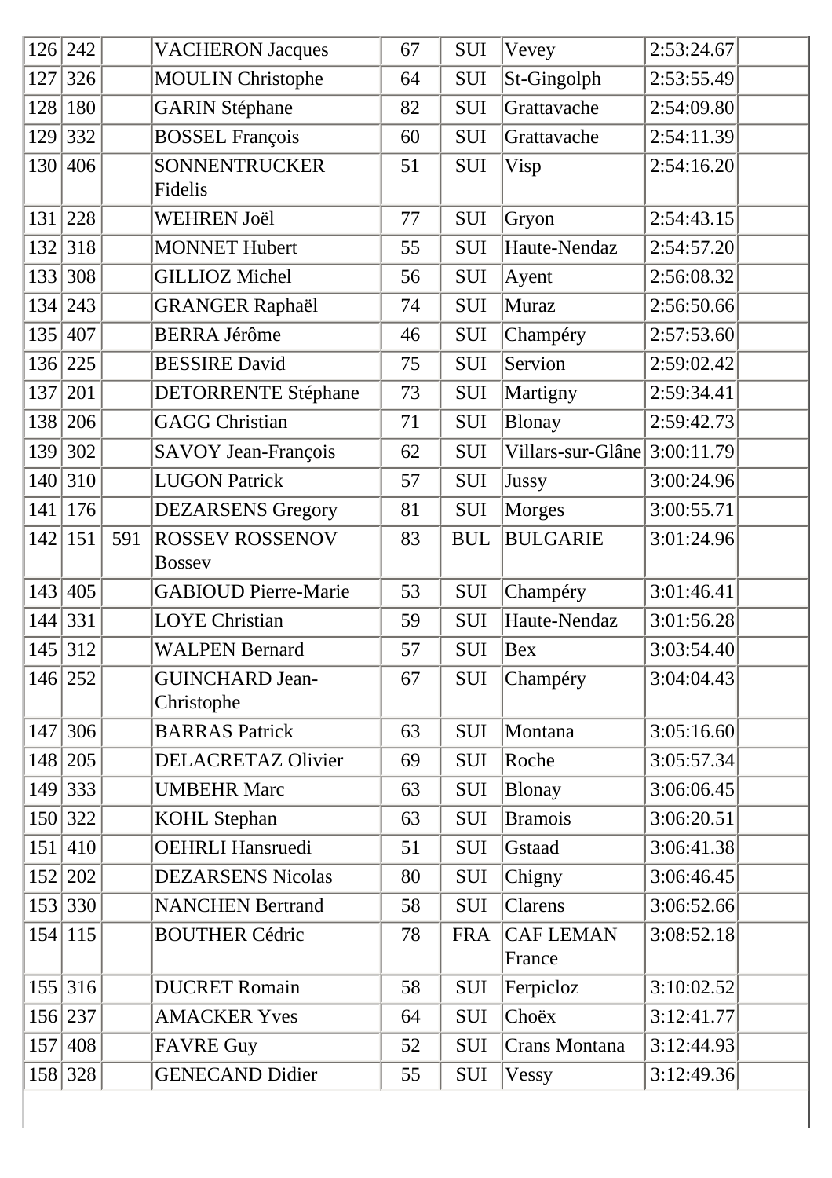| | | | | | | | | |
|---|---|---|---|---|---|---|---|---|
| 126 | 242 | | VACHERON Jacques | 67 | SUI | Vevey | 2:53:24.67 | |
| 127 | 326 | | MOULIN Christophe | 64 | SUI | St-Gingolph | 2:53:55.49 | |
| 128 | 180 | | GARIN Stéphane | 82 | SUI | Grattavache | 2:54:09.80 | |
| 129 | 332 | | BOSSEL François | 60 | SUI | Grattavache | 2:54:11.39 | |
| 130 | 406 | | SONNENTRUCKER Fidelis | 51 | SUI | Visp | 2:54:16.20 | |
| 131 | 228 | | WEHREN Joël | 77 | SUI | Gryon | 2:54:43.15 | |
| 132 | 318 | | MONNET Hubert | 55 | SUI | Haute-Nendaz | 2:54:57.20 | |
| 133 | 308 | | GILLIOZ Michel | 56 | SUI | Ayent | 2:56:08.32 | |
| 134 | 243 | | GRANGER Raphaël | 74 | SUI | Muraz | 2:56:50.66 | |
| 135 | 407 | | BERRA Jérôme | 46 | SUI | Champéry | 2:57:53.60 | |
| 136 | 225 | | BESSIRE David | 75 | SUI | Servion | 2:59:02.42 | |
| 137 | 201 | | DETORRENTE Stéphane | 73 | SUI | Martigny | 2:59:34.41 | |
| 138 | 206 | | GAGG Christian | 71 | SUI | Blonay | 2:59:42.73 | |
| 139 | 302 | | SAVOY Jean-François | 62 | SUI | Villars-sur-Glâne | 3:00:11.79 | |
| 140 | 310 | | LUGON Patrick | 57 | SUI | Jussy | 3:00:24.96 | |
| 141 | 176 | | DEZARSENS Gregory | 81 | SUI | Morges | 3:00:55.71 | |
| 142 | 151 | 591 | ROSSEV ROSSENOV Bossev | 83 | BUL | BULGARIE | 3:01:24.96 | |
| 143 | 405 | | GABIOUD Pierre-Marie | 53 | SUI | Champéry | 3:01:46.41 | |
| 144 | 331 | | LOYE Christian | 59 | SUI | Haute-Nendaz | 3:01:56.28 | |
| 145 | 312 | | WALPEN Bernard | 57 | SUI | Bex | 3:03:54.40 | |
| 146 | 252 | | GUINCHARD Jean-Christophe | 67 | SUI | Champéry | 3:04:04.43 | |
| 147 | 306 | | BARRAS Patrick | 63 | SUI | Montana | 3:05:16.60 | |
| 148 | 205 | | DELACRETAZ Olivier | 69 | SUI | Roche | 3:05:57.34 | |
| 149 | 333 | | UMBEHR Marc | 63 | SUI | Blonay | 3:06:06.45 | |
| 150 | 322 | | KOHL Stephan | 63 | SUI | Bramois | 3:06:20.51 | |
| 151 | 410 | | OEHRLI Hansruedi | 51 | SUI | Gstaad | 3:06:41.38 | |
| 152 | 202 | | DEZARSENS Nicolas | 80 | SUI | Chigny | 3:06:46.45 | |
| 153 | 330 | | NANCHEN Bertrand | 58 | SUI | Clarens | 3:06:52.66 | |
| 154 | 115 | | BOUTHER Cédric | 78 | FRA | CAF LEMAN France | 3:08:52.18 | |
| 155 | 316 | | DUCRET Romain | 58 | SUI | Ferpicloz | 3:10:02.52 | |
| 156 | 237 | | AMACKER Yves | 64 | SUI | Choëx | 3:12:41.77 | |
| 157 | 408 | | FAVRE Guy | 52 | SUI | Crans Montana | 3:12:44.93 | |
| 158 | 328 | | GENECAND Didier | 55 | SUI | Vessy | 3:12:49.36 | |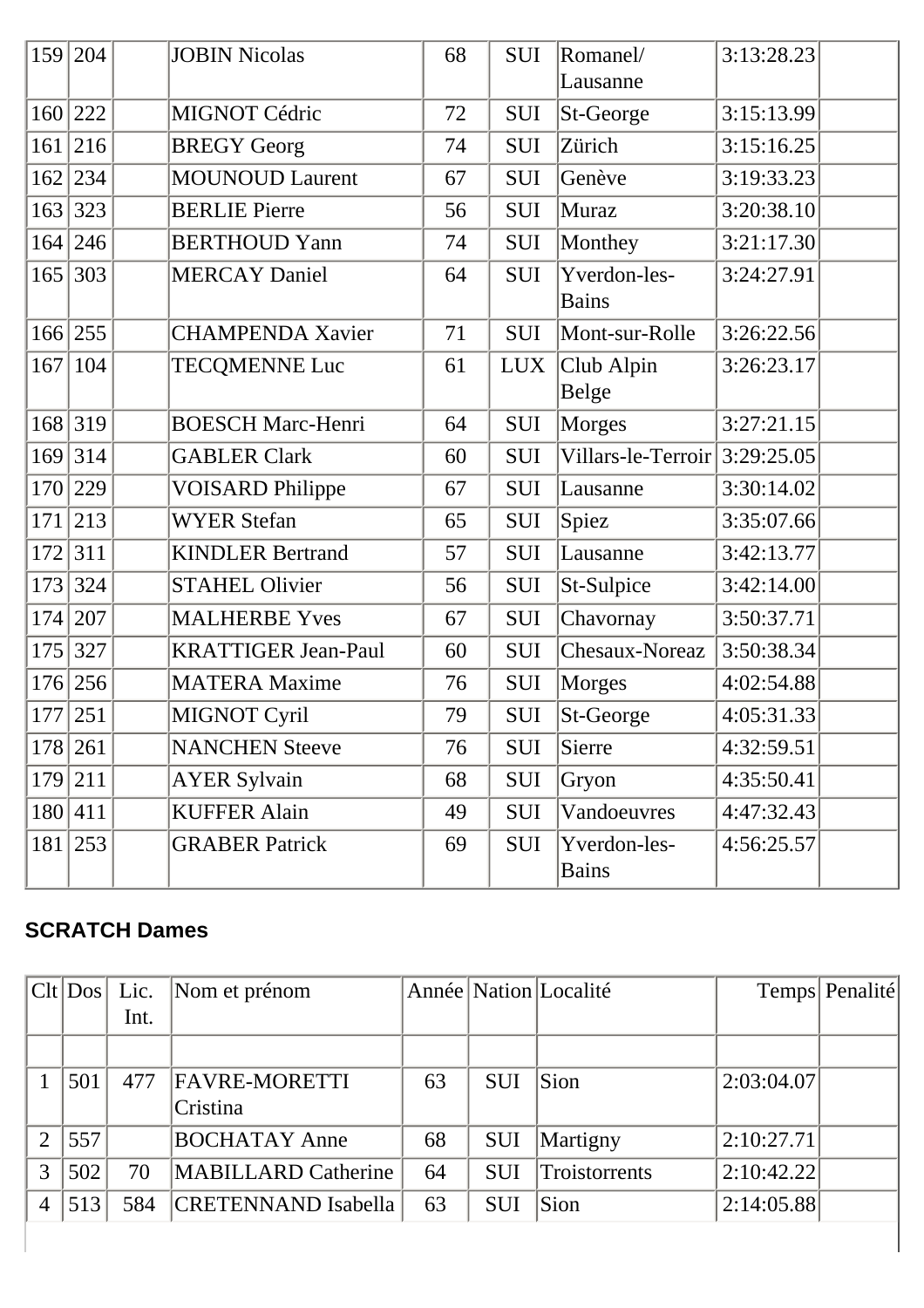| | | | | | | | | |
|---|---|---|---|---|---|---|---|---|
| 159 | 204 | | JOBIN Nicolas | 68 | SUI | Romanel/ Lausanne | 3:13:28.23 | |
| 160 | 222 | | MIGNOT Cédric | 72 | SUI | St-George | 3:15:13.99 | |
| 161 | 216 | | BREGY Georg | 74 | SUI | Zürich | 3:15:16.25 | |
| 162 | 234 | | MOUNOUD Laurent | 67 | SUI | Genève | 3:19:33.23 | |
| 163 | 323 | | BERLIE Pierre | 56 | SUI | Muraz | 3:20:38.10 | |
| 164 | 246 | | BERTHOUD Yann | 74 | SUI | Monthey | 3:21:17.30 | |
| 165 | 303 | | MERCAY Daniel | 64 | SUI | Yverdon-les-Bains | 3:24:27.91 | |
| 166 | 255 | | CHAMPENDA Xavier | 71 | SUI | Mont-sur-Rolle | 3:26:22.56 | |
| 167 | 104 | | TECQMENNE Luc | 61 | LUX | Club Alpin Belge | 3:26:23.17 | |
| 168 | 319 | | BOESCH Marc-Henri | 64 | SUI | Morges | 3:27:21.15 | |
| 169 | 314 | | GABLER Clark | 60 | SUI | Villars-le-Terroir | 3:29:25.05 | |
| 170 | 229 | | VOISARD Philippe | 67 | SUI | Lausanne | 3:30:14.02 | |
| 171 | 213 | | WYER Stefan | 65 | SUI | Spiez | 3:35:07.66 | |
| 172 | 311 | | KINDLER Bertrand | 57 | SUI | Lausanne | 3:42:13.77 | |
| 173 | 324 | | STAHEL Olivier | 56 | SUI | St-Sulpice | 3:42:14.00 | |
| 174 | 207 | | MALHERBE Yves | 67 | SUI | Chavornay | 3:50:37.71 | |
| 175 | 327 | | KRATTIGER Jean-Paul | 60 | SUI | Chesaux-Noreaz | 3:50:38.34 | |
| 176 | 256 | | MATERA Maxime | 76 | SUI | Morges | 4:02:54.88 | |
| 177 | 251 | | MIGNOT Cyril | 79 | SUI | St-George | 4:05:31.33 | |
| 178 | 261 | | NANCHEN Steeve | 76 | SUI | Sierre | 4:32:59.51 | |
| 179 | 211 | | AYER Sylvain | 68 | SUI | Gryon | 4:35:50.41 | |
| 180 | 411 | | KUFFER Alain | 49 | SUI | Vandoeuvres | 4:47:32.43 | |
| 181 | 253 | | GRABER Patrick | 69 | SUI | Yverdon-les-Bains | 4:56:25.57 | |

**SCRATCH Dames**

| Clt | Dos | Lic. Int. | Nom et prénom | Année | Nation | Localité | Temps | Penalité |
|---|---|---|---|---|---|---|---|---|
| | | | | | | | | |
| 1 | 501 | 477 | FAVRE-MORETTI Cristina | 63 | SUI | Sion | 2:03:04.07 | |
| 2 | 557 | | BOCHATAY Anne | 68 | SUI | Martigny | 2:10:27.71 | |
| 3 | 502 | 70 | MABILLARD Catherine | 64 | SUI | Troistorrents | 2:10:42.22 | |
| 4 | 513 | 584 | CRETENNAND Isabella | 63 | SUI | Sion | 2:14:05.88 | |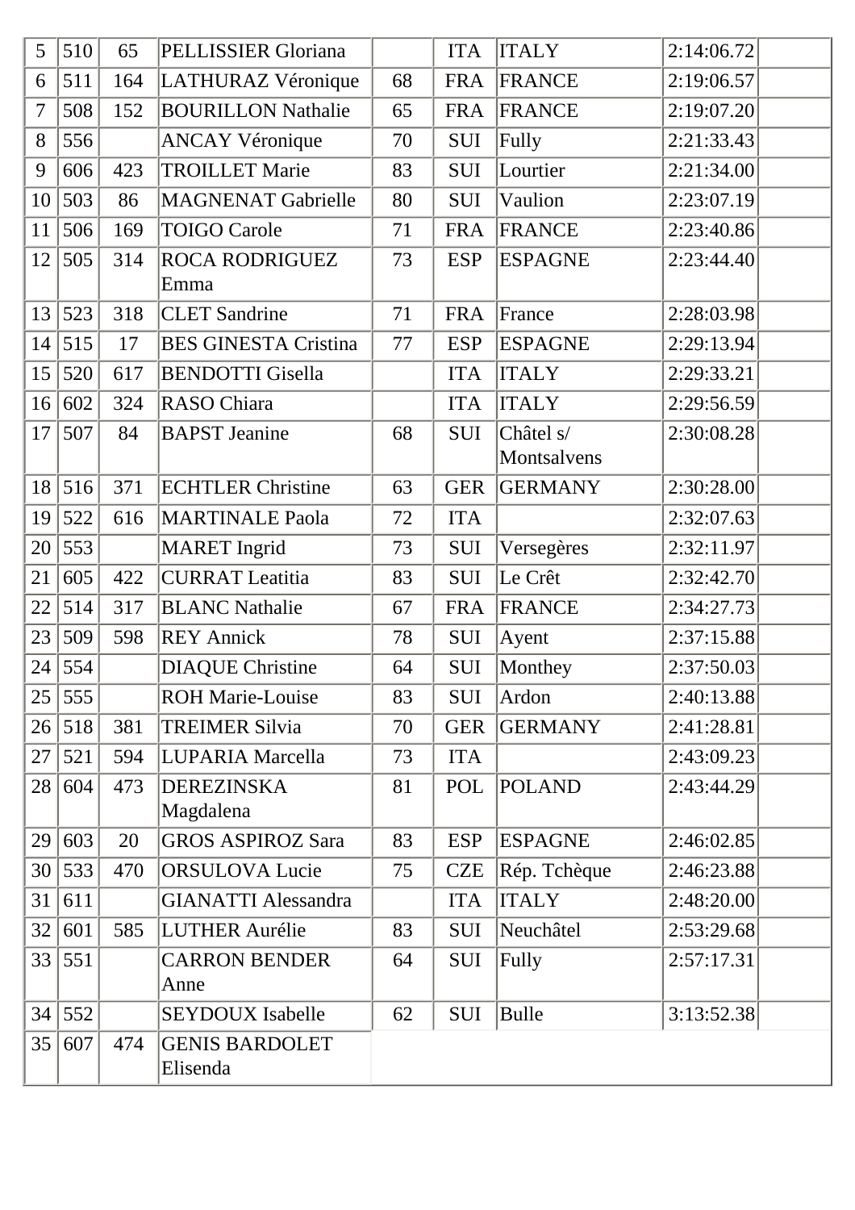| | | | | | | | | |
|---|---|---|---|---|---|---|---|---|
| 5 | 510 | 65 | PELLISSIER Gloriana | | ITA | ITALY | 2:14:06.72 | |
| 6 | 511 | 164 | LATHURAZ Véronique | 68 | FRA | FRANCE | 2:19:06.57 | |
| 7 | 508 | 152 | BOURILLON Nathalie | 65 | FRA | FRANCE | 2:19:07.20 | |
| 8 | 556 | | ANCAY Véronique | 70 | SUI | Fully | 2:21:33.43 | |
| 9 | 606 | 423 | TROILLET Marie | 83 | SUI | Lourtier | 2:21:34.00 | |
| 10 | 503 | 86 | MAGNENAT Gabrielle | 80 | SUI | Vaulion | 2:23:07.19 | |
| 11 | 506 | 169 | TOIGO Carole | 71 | FRA | FRANCE | 2:23:40.86 | |
| 12 | 505 | 314 | ROCA RODRIGUEZ Emma | 73 | ESP | ESPAGNE | 2:23:44.40 | |
| 13 | 523 | 318 | CLET Sandrine | 71 | FRA | France | 2:28:03.98 | |
| 14 | 515 | 17 | BES GINESTA Cristina | 77 | ESP | ESPAGNE | 2:29:13.94 | |
| 15 | 520 | 617 | BENDOTTI Gisella | | ITA | ITALY | 2:29:33.21 | |
| 16 | 602 | 324 | RASO Chiara | | ITA | ITALY | 2:29:56.59 | |
| 17 | 507 | 84 | BAPST Jeanine | 68 | SUI | Châtel s/ Montsalvens | 2:30:08.28 | |
| 18 | 516 | 371 | ECHTLER Christine | 63 | GER | GERMANY | 2:30:28.00 | |
| 19 | 522 | 616 | MARTINALE Paola | 72 | ITA | | 2:32:07.63 | |
| 20 | 553 | | MARET Ingrid | 73 | SUI | Versegères | 2:32:11.97 | |
| 21 | 605 | 422 | CURRAT Leatitia | 83 | SUI | Le Crêt | 2:32:42.70 | |
| 22 | 514 | 317 | BLANC Nathalie | 67 | FRA | FRANCE | 2:34:27.73 | |
| 23 | 509 | 598 | REY Annick | 78 | SUI | Ayent | 2:37:15.88 | |
| 24 | 554 | | DIAQUE Christine | 64 | SUI | Monthey | 2:37:50.03 | |
| 25 | 555 | | ROH Marie-Louise | 83 | SUI | Ardon | 2:40:13.88 | |
| 26 | 518 | 381 | TREIMER Silvia | 70 | GER | GERMANY | 2:41:28.81 | |
| 27 | 521 | 594 | LUPARIA Marcella | 73 | ITA | | 2:43:09.23 | |
| 28 | 604 | 473 | DEREZINSKA Magdalena | 81 | POL | POLAND | 2:43:44.29 | |
| 29 | 603 | 20 | GROS ASPIROZ Sara | 83 | ESP | ESPAGNE | 2:46:02.85 | |
| 30 | 533 | 470 | ORSULOVA Lucie | 75 | CZE | Rép. Tchèque | 2:46:23.88 | |
| 31 | 611 | | GIANATTI Alessandra | | ITA | ITALY | 2:48:20.00 | |
| 32 | 601 | 585 | LUTHER Aurélie | 83 | SUI | Neuchâtel | 2:53:29.68 | |
| 33 | 551 | | CARRON BENDER Anne | 64 | SUI | Fully | 2:57:17.31 | |
| 34 | 552 | | SEYDOUX Isabelle | 62 | SUI | Bulle | 3:13:52.38 | |
| 35 | 607 | 474 | GENIS BARDOLET Elisenda | | | | | |